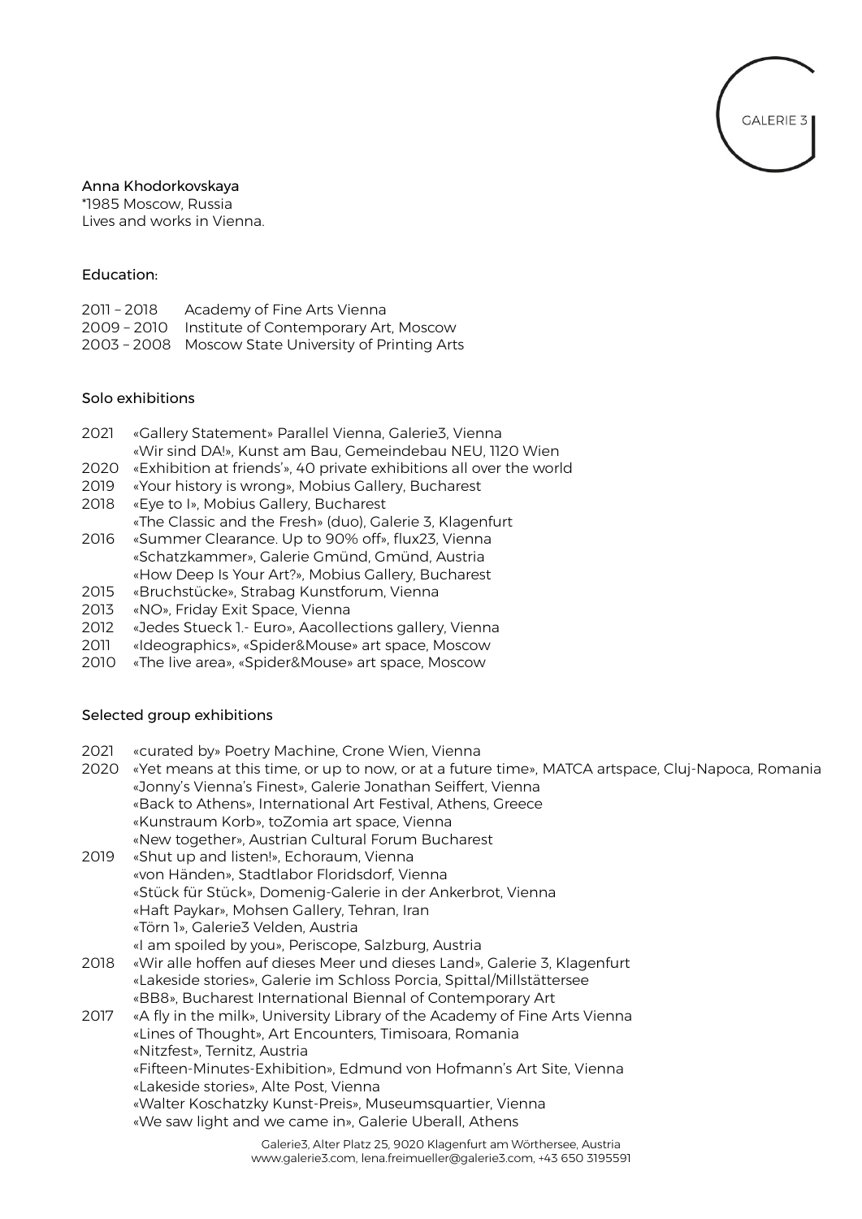GALERIE 3

Anna Khodorkovskaya
*1985 Moscow, Russia
Lives and works in Vienna.

## Education:

2011 – 2018 Academy of Fine Arts Vienna
2009 – 2010 Institute of Contemporary Art, Moscow
2003 – 2008 Moscow State University of Printing Arts

## Solo exhibitions

2021 «Gallery Statement» Parallel Vienna, Galerie3, Vienna
«Wir sind DA!», Kunst am Bau, Gemeindebau NEU, 1120 Wien
2020 «Exhibition at friends'», 40 private exhibitions all over the world
2019 «Your history is wrong», Mobius Gallery, Bucharest
2018 «Eye to I», Mobius Gallery, Bucharest
«The Classic and the Fresh» (duo), Galerie 3, Klagenfurt
2016 «Summer Clearance. Up to 90% off», flux23, Vienna
«Schatzkammer», Galerie Gmünd, Gmünd, Austria
«How Deep Is Your Art?», Mobius Gallery, Bucharest
2015 «Bruchstücke», Strabag Kunstforum, Vienna
2013 «NO», Friday Exit Space, Vienna
2012 «Jedes Stueck 1.- Euro», Aacollections gallery, Vienna
2011 «Ideographics», «Spider&Mouse» art space, Moscow
2010 «The live area», «Spider&Mouse» art space, Moscow

## Selected group exhibitions

2021 «curated by» Poetry Machine, Crone Wien, Vienna
2020 «Yet means at this time, or up to now, or at a future time», MATCA artspace, Cluj-Napoca, Romania
«Jonny's Vienna's Finest», Galerie Jonathan Seiffert, Vienna
«Back to Athens», International Art Festival, Athens, Greece
«Kunstraum Korb», toZomia art space, Vienna
«New together», Austrian Cultural Forum Bucharest
2019 «Shut up and listen!», Echoraum, Vienna
«von Händen», Stadtlabor Floridsdorf, Vienna
«Stück für Stück», Domenig-Galerie in der Ankerbrot, Vienna
«Haft Paykar», Mohsen Gallery, Tehran, Iran
«Törn 1», Galerie3 Velden, Austria
«I am spoiled by you», Periscope, Salzburg, Austria
2018 «Wir alle hoffen auf dieses Meer und dieses Land», Galerie 3, Klagenfurt
«Lakeside stories», Galerie im Schloss Porcia, Spittal/Millstättersee
«BB8», Bucharest International Biennal of Contemporary Art
2017 «A fly in the milk», University Library of the Academy of Fine Arts Vienna
«Lines of Thought», Art Encounters, Timisoara, Romania
«Nitzfest», Ternitz, Austria
«Fifteen-Minutes-Exhibition», Edmund von Hofmann's Art Site, Vienna
«Lakeside stories», Alte Post, Vienna
«Walter Koschatzky Kunst-Preis», Museumsquartier, Vienna
«We saw light and we came in», Galerie Uberall, Athens

Galerie3, Alter Platz 25, 9020 Klagenfurt am Wörthersee, Austria
www.galerie3.com, lena.freimueller@galerie3.com, +43 650 3195591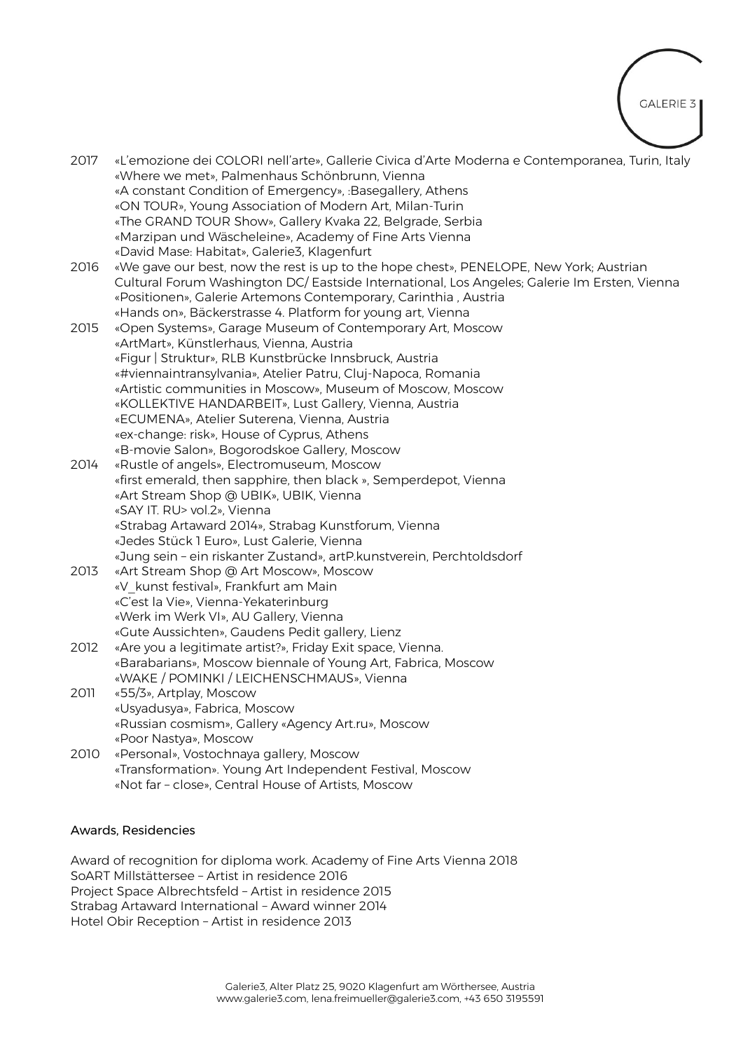2017 «L'emozione dei COLORI nell'arte», Gallerie Civica d'Arte Moderna e Contemporanea, Turin, Italy
«Where we met», Palmenhaus Schönbrunn, Vienna
«A constant Condition of Emergency», :Basegallery, Athens
«ON TOUR», Young Association of Modern Art, Milan-Turin
«The GRAND TOUR Show», Gallery Kvaka 22, Belgrade, Serbia
«Marzipan und Wäscheleine», Academy of Fine Arts Vienna
«David Mase: Habitat», Galerie3, Klagenfurt

2016 «We gave our best, now the rest is up to the hope chest», PENELOPE, New York; Austrian Cultural Forum Washington DC/ Eastside International, Los Angeles; Galerie Im Ersten, Vienna
«Positionen», Galerie Artemons Contemporary, Carinthia , Austria
«Hands on», Bäckerstrasse 4. Platform for young art, Vienna

2015 «Open Systems», Garage Museum of Contemporary Art, Moscow
«ArtMart», Künstlerhaus, Vienna, Austria
«Figur | Struktur», RLB Kunstbrücke Innsbruck, Austria
«#viennaintransylvania», Atelier Patru, Cluj-Napoca, Romania
«Artistic communities in Moscow», Museum of Moscow, Moscow
«KOLLEKTIVE HANDARBEIT», Lust Gallery, Vienna, Austria
«ECUMENA», Atelier Suterena, Vienna, Austria
«ex-change: risk», House of Cyprus, Athens
«B-movie Salon», Bogorodskoe Gallery, Moscow

2014 «Rustle of angels», Electromuseum, Moscow
«first emerald, then sapphire, then black », Semperdepot, Vienna
«Art Stream Shop @ UBIK», UBIK, Vienna
«SAY IT. RU> vol.2», Vienna
«Strabag Artaward 2014», Strabag Kunstforum, Vienna
«Jedes Stück 1 Euro», Lust Galerie, Vienna
«Jung sein – ein riskanter Zustand», artP.kunstverein, Perchtoldsdorf

2013 «Art Stream Shop @ Art Moscow», Moscow
«V_kunst festival», Frankfurt am Main
«C'est la Vie», Vienna-Yekaterinburg
«Werk im Werk VI», AU Gallery, Vienna
«Gute Aussichten», Gaudens Pedit gallery, Lienz

2012 «Are you a legitimate artist?», Friday Exit space, Vienna.
«Barabarians», Moscow biennale of Young Art, Fabrica, Moscow
«WAKE / POMINKI / LEICHENSCHMAUS», Vienna

2011 «55/3», Artplay, Moscow
«Usyadusya», Fabrica, Moscow
«Russian cosmism», Gallery «Agency Art.ru», Moscow
«Poor Nastya», Moscow

2010 «Personal», Vostochnaya gallery, Moscow
«Transformation». Young Art Independent Festival, Moscow
«Not far – close», Central House of Artists, Moscow

## Awards, Residencies

Award of recognition for diploma work. Academy of Fine Arts Vienna 2018
SoART Millstättersee – Artist in residence 2016
Project Space Albrechtsfeld – Artist in residence 2015
Strabag Artaward International – Award winner 2014
Hotel Obir Reception – Artist in residence 2013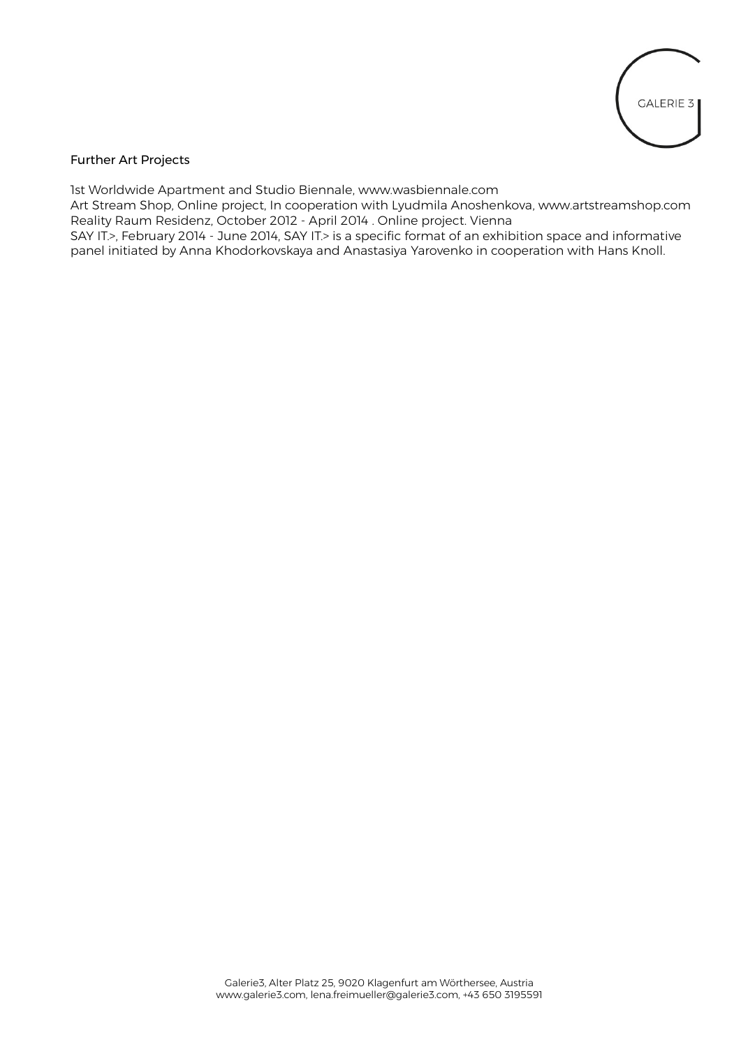## Further Art Projects

1st Worldwide Apartment and Studio Biennale, www.wasbiennale.com
Art Stream Shop, Online project, In cooperation with Lyudmila Anoshenkova, www.artstreamshop.com
Reality Raum Residenz, October 2012 - April 2014 . Online project. Vienna
SAY IT.>, February 2014 - June 2014, SAY IT.> is a specific format of an exhibition space and informative panel initiated by Anna Khodorkovskaya and Anastasiya Yarovenko in cooperation with Hans Knoll.